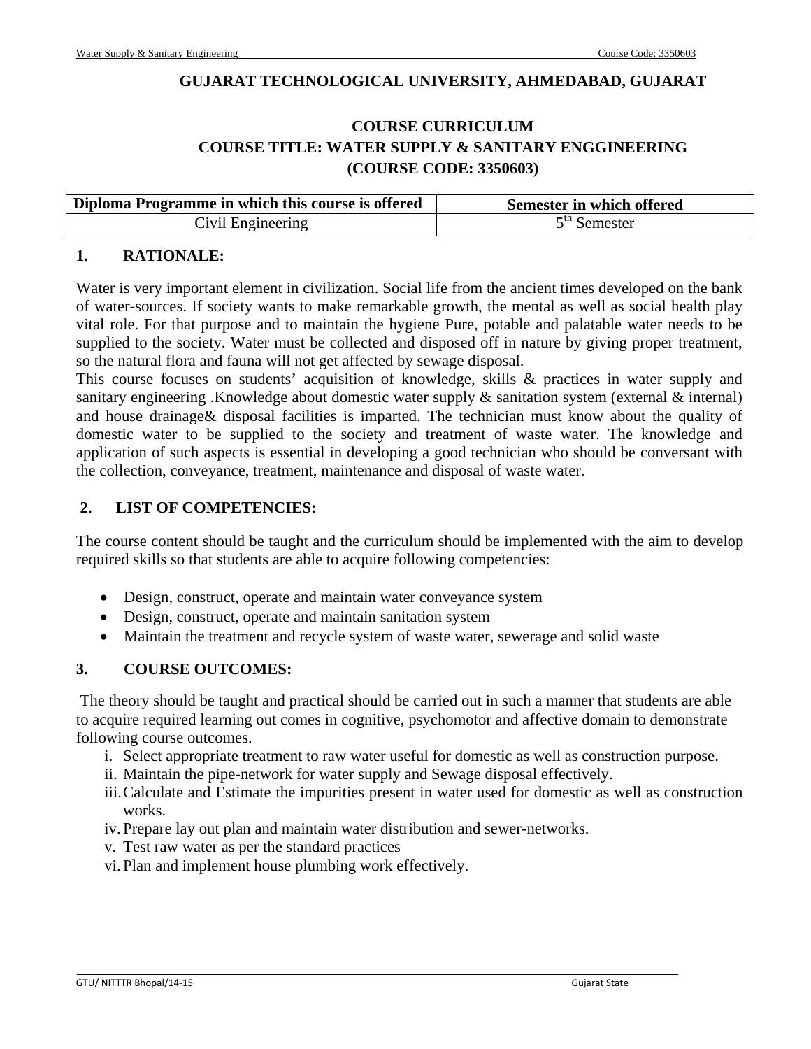# GUJARAT TECHNOLOGICAL UNIVERSITY, AHMEDABAD, GUJARAT

## COURSE CURRICULUM
## COURSE TITLE: WATER SUPPLY & SANITARY ENGGINEERING
## (COURSE CODE: 3350603)

| Diploma Programme in which this course is offered | Semester in which offered |
|---|---|
| Civil Engineering | $5^{th}$ Semester |

## 1. RATIONALE:

Water is very important element in civilization. Social life from the ancient times developed on the bank of water-sources. If society wants to make remarkable growth, the mental as well as social health play vital role. For that purpose and to maintain the hygiene Pure, potable and palatable water needs to be supplied to the society. Water must be collected and disposed off in nature by giving proper treatment, so the natural flora and fauna will not get affected by sewage disposal.

This course focuses on students' acquisition of knowledge, skills & practices in water supply and sanitary engineering .Knowledge about domestic water supply & sanitation system (external & internal) and house drainage& disposal facilities is imparted. The technician must know about the quality of domestic water to be supplied to the society and treatment of waste water. The knowledge and application of such aspects is essential in developing a good technician who should be conversant with the collection, conveyance, treatment, maintenance and disposal of waste water.

## 2. LIST OF COMPETENCIES:

The course content should be taught and the curriculum should be implemented with the aim to develop required skills so that students are able to acquire following competencies:

- Design, construct, operate and maintain water conveyance system
- Design, construct, operate and maintain sanitation system
- Maintain the treatment and recycle system of waste water, sewerage and solid waste

## 3. COURSE OUTCOMES:

The theory should be taught and practical should be carried out in such a manner that students are able to acquire required learning out comes in cognitive, psychomotor and affective domain to demonstrate following course outcomes.

i. Select appropriate treatment to raw water useful for domestic as well as construction purpose.
ii. Maintain the pipe-network for water supply and Sewage disposal effectively.
iii. Calculate and Estimate the impurities present in water used for domestic as well as construction works.
iv. Prepare lay out plan and maintain water distribution and sewer-networks.
v. Test raw water as per the standard practices
vi. Plan and implement house plumbing work effectively.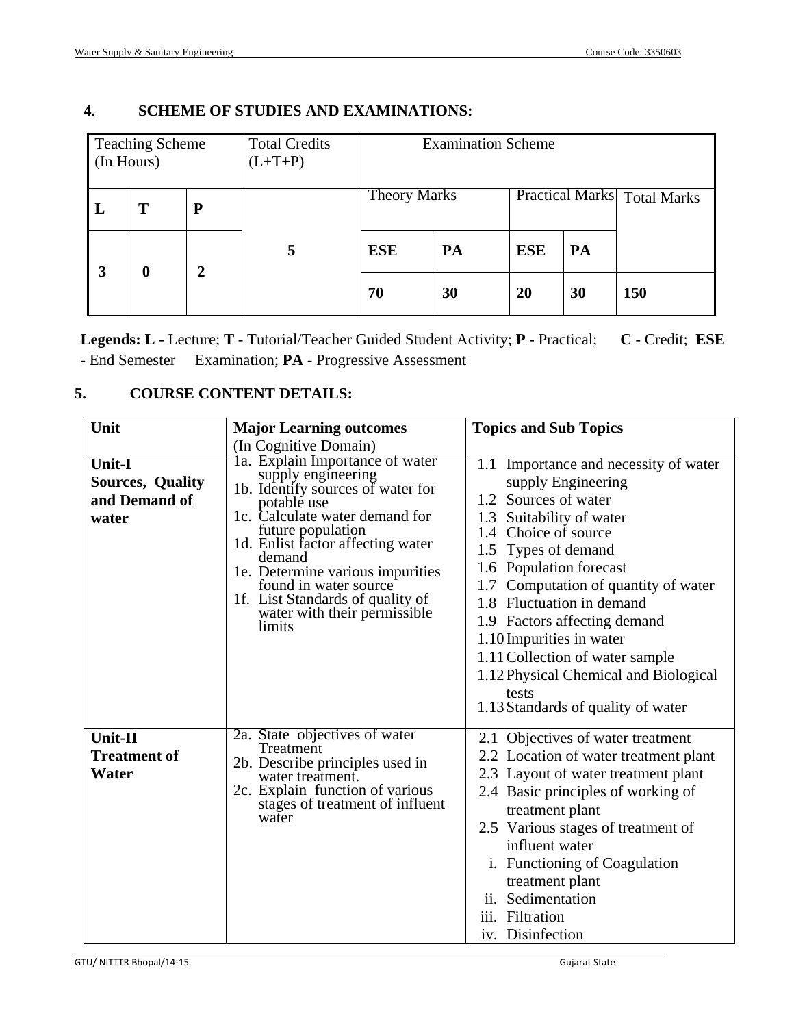## 4. SCHEME OF STUDIES AND EXAMINATIONS:

| Teaching Scheme (In Hours) | | | Total Credits (L+T+P) | Examination Scheme | | | | |
|---|---|---|---|---|---|---|---|---|
| | | | | Theory Marks | | Practical Marks | | Total Marks |
| **L** | **T** | **P** | | **ESE** | **PA** | **ESE** | **PA** | |
| **3** | **0** | **2** | **5** | **70** | **30** | **20** | **30** | **150** |

**Legends: L** - Lecture; **T** - Tutorial/Teacher Guided Student Activity; **P** - Practical; **C** - Credit; **ESE** - End Semester Examination; **PA** - Progressive Assessment

## 5. COURSE CONTENT DETAILS:

| Unit | Major Learning outcomes (In Cognitive Domain) | Topics and Sub Topics |
|---|---|---|
| **Unit-I Sources, Quality and Demand of water** | 1a. Explain Importance of water supply engineering<br>1b. Identify sources of water for potable use<br>1c. Calculate water demand for future population<br>1d. Enlist factor affecting water demand<br>1e. Determine various impurities found in water source<br>1f. List Standards of quality of water with their permissible limits | 1.1 Importance and necessity of water supply Engineering<br>1.2 Sources of water<br>1.3 Suitability of water<br>1.4 Choice of source<br>1.5 Types of demand<br>1.6 Population forecast<br>1.7 Computation of quantity of water<br>1.8 Fluctuation in demand<br>1.9 Factors affecting demand<br>1.10 Impurities in water<br>1.11 Collection of water sample<br>1.12 Physical Chemical and Biological tests<br>1.13 Standards of quality of water |
| **Unit-II Treatment of Water** | 2a. State objectives of water Treatment<br>2b. Describe principles used in water treatment.<br>2c. Explain function of various stages of treatment of influent water | 2.1 Objectives of water treatment<br>2.2 Location of water treatment plant<br>2.3 Layout of water treatment plant<br>2.4 Basic principles of working of treatment plant<br>2.5 Various stages of treatment of influent water<br>i. Functioning of Coagulation treatment plant<br>ii. Sedimentation<br>iii. Filtration<br>iv. Disinfection |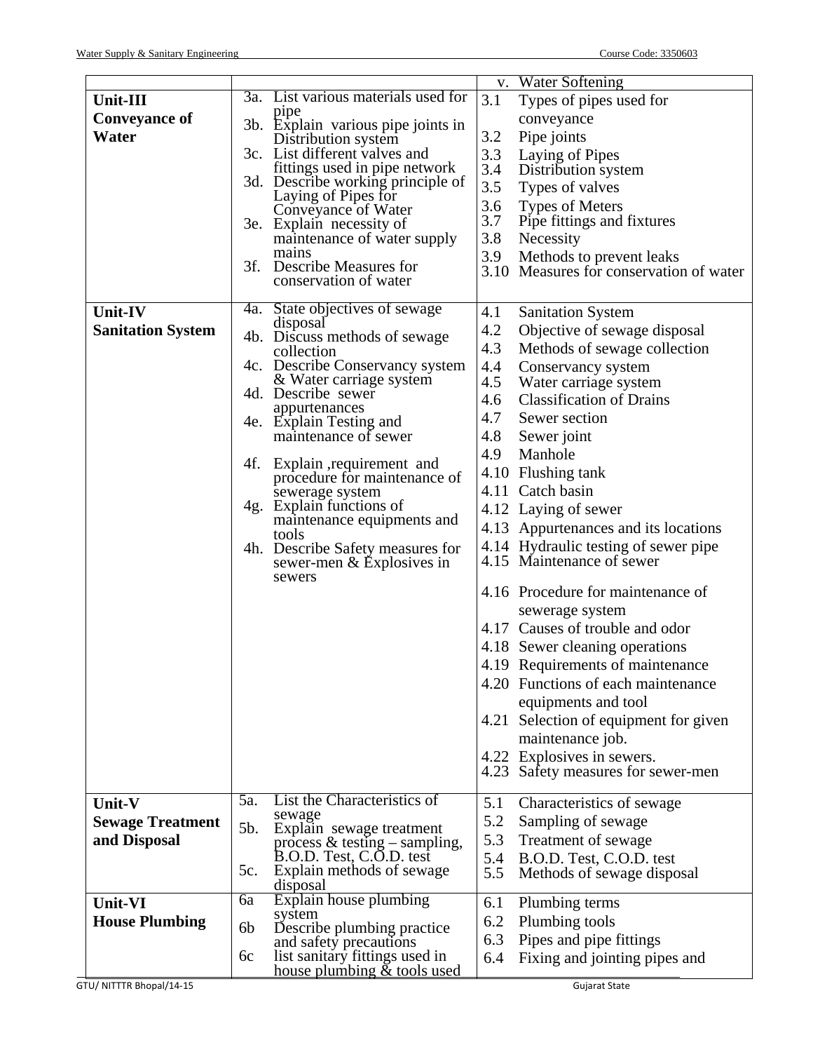| | | |
|---|---|---|
| | | v. Water Softening |
| **Unit-III Conveyance of Water** | 3a. List various materials used for pipe<br>3b. Explain various pipe joints in Distribution system<br>3c. List different valves and fittings used in pipe network<br>3d. Describe working principle of Laying of Pipes for Conveyance of Water<br>3e. Explain necessity of maintenance of water supply mains<br>3f. Describe Measures for conservation of water | 3.1 Types of pipes used for conveyance<br>3.2 Pipe joints<br>3.3 Laying of Pipes<br>3.4 Distribution system<br>3.5 Types of valves<br>3.6 Types of Meters<br>3.7 Pipe fittings and fixtures<br>3.8 Necessity<br>3.9 Methods to prevent leaks<br>3.10 Measures for conservation of water |
| **Unit-IV Sanitation System** | 4a. State objectives of sewage disposal<br>4b. Discuss methods of sewage collection<br>4c. Describe Conservancy system & Water carriage system<br>4d. Describe sewer appurtenances<br>4e. Explain Testing and maintenance of sewer<br>4f. Explain ,requirement and procedure for maintenance of sewerage system<br>4g. Explain functions of maintenance equipments and tools<br>4h. Describe Safety measures for sewer-men & Explosives in sewers | 4.1 Sanitation System<br>4.2 Objective of sewage disposal<br>4.3 Methods of sewage collection<br>4.4 Conservancy system<br>4.5 Water carriage system<br>4.6 Classification of Drains<br>4.7 Sewer section<br>4.8 Sewer joint<br>4.9 Manhole<br>4.10 Flushing tank<br>4.11 Catch basin<br>4.12 Laying of sewer<br>4.13 Appurtenances and its locations<br>4.14 Hydraulic testing of sewer pipe<br>4.15 Maintenance of sewer<br>4.16 Procedure for maintenance of sewerage system<br>4.17 Causes of trouble and odor<br>4.18 Sewer cleaning operations<br>4.19 Requirements of maintenance<br>4.20 Functions of each maintenance equipments and tool<br>4.21 Selection of equipment for given maintenance job.<br>4.22 Explosives in sewers.<br>4.23 Safety measures for sewer-men |
| **Unit-V Sewage Treatment and Disposal** | 5a. List the Characteristics of sewage<br>5b. Explain sewage treatment process & testing – sampling, B.O.D. Test, C.O.D. test<br>5c. Explain methods of sewage disposal | 5.1 Characteristics of sewage<br>5.2 Sampling of sewage<br>5.3 Treatment of sewage<br>5.4 B.O.D. Test, C.O.D. test<br>5.5 Methods of sewage disposal |
| **Unit-VI House Plumbing** | 6a Explain house plumbing system<br>6b Describe plumbing practice and safety precautions<br>6c list sanitary fittings used in house plumbing & tools used | 6.1 Plumbing terms<br>6.2 Plumbing tools<br>6.3 Pipes and pipe fittings<br>6.4 Fixing and jointing pipes and |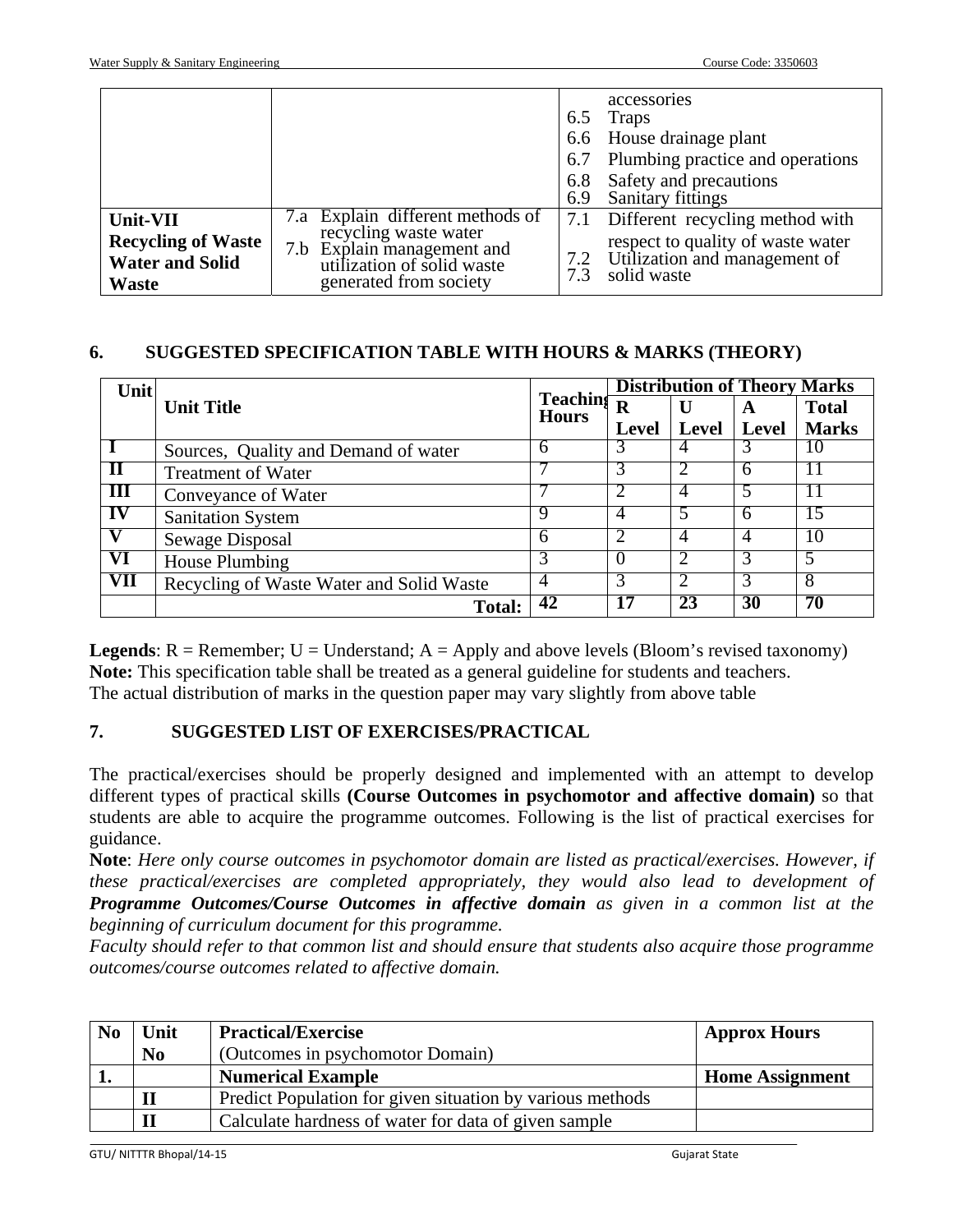| | | |
|---|---|---|
| | | accessories<br>6.5 Traps<br>6.6 House drainage plant<br>6.7 Plumbing practice and operations<br>6.8 Safety and precautions<br>6.9 Sanitary fittings |
| **Unit-VII Recycling of Waste Water and Solid Waste** | 7.a Explain different methods of recycling waste water<br>7.b Explain management and utilization of solid waste generated from society | 7.1 Different recycling method with respect to quality of waste water<br>7.2 Utilization and management of<br>7.3 solid waste |

## 6. SUGGESTED SPECIFICATION TABLE WITH HOURS & MARKS (THEORY)

| Unit | Unit Title | Teaching Hours | Distribution of Theory Marks | | | |
|---|---|---|---|---|---|---|
| | | | R Level | U Level | A Level | Total Marks |
| I | Sources, Quality and Demand of water | 6 | 3 | 4 | 3 | 10 |
| II | Treatment of Water | 7 | 3 | 2 | 6 | 11 |
| III | Conveyance of Water | 7 | 2 | 4 | 5 | 11 |
| IV | Sanitation System | 9 | 4 | 5 | 6 | 15 |
| V | Sewage Disposal | 6 | 2 | 4 | 4 | 10 |
| VI | House Plumbing | 3 | 0 | 2 | 3 | 5 |
| VII | Recycling of Waste Water and Solid Waste | 4 | 3 | 2 | 3 | 8 |
| | **Total:** | **42** | **17** | **23** | **30** | **70** |

**Legends**: R = Remember; U = Understand; A = Apply and above levels (Bloom's revised taxonomy)
**Note:** This specification table shall be treated as a general guideline for students and teachers.
The actual distribution of marks in the question paper may vary slightly from above table

## 7. SUGGESTED LIST OF EXERCISES/PRACTICAL

The practical/exercises should be properly designed and implemented with an attempt to develop different types of practical skills **(Course Outcomes in psychomotor and affective domain)** so that students are able to acquire the programme outcomes. Following is the list of practical exercises for guidance.

**Note**: *Here only course outcomes in psychomotor domain are listed as practical/exercises. However, if these practical/exercises are completed appropriately, they would also lead to development of* ***Programme Outcomes/Course Outcomes in affective domain*** *as given in a common list at the beginning of curriculum document for this programme.*
*Faculty should refer to that common list and should ensure that students also acquire those programme outcomes/course outcomes related to affective domain.*

| No | Unit No | Practical/Exercise (Outcomes in psychomotor Domain) | Approx Hours |
|---|---|---|---|
| **1.** | | **Numerical Example** | **Home Assignment** |
| | **II** | Predict Population for given situation by various methods | |
| | **II** | Calculate hardness of water for data of given sample | |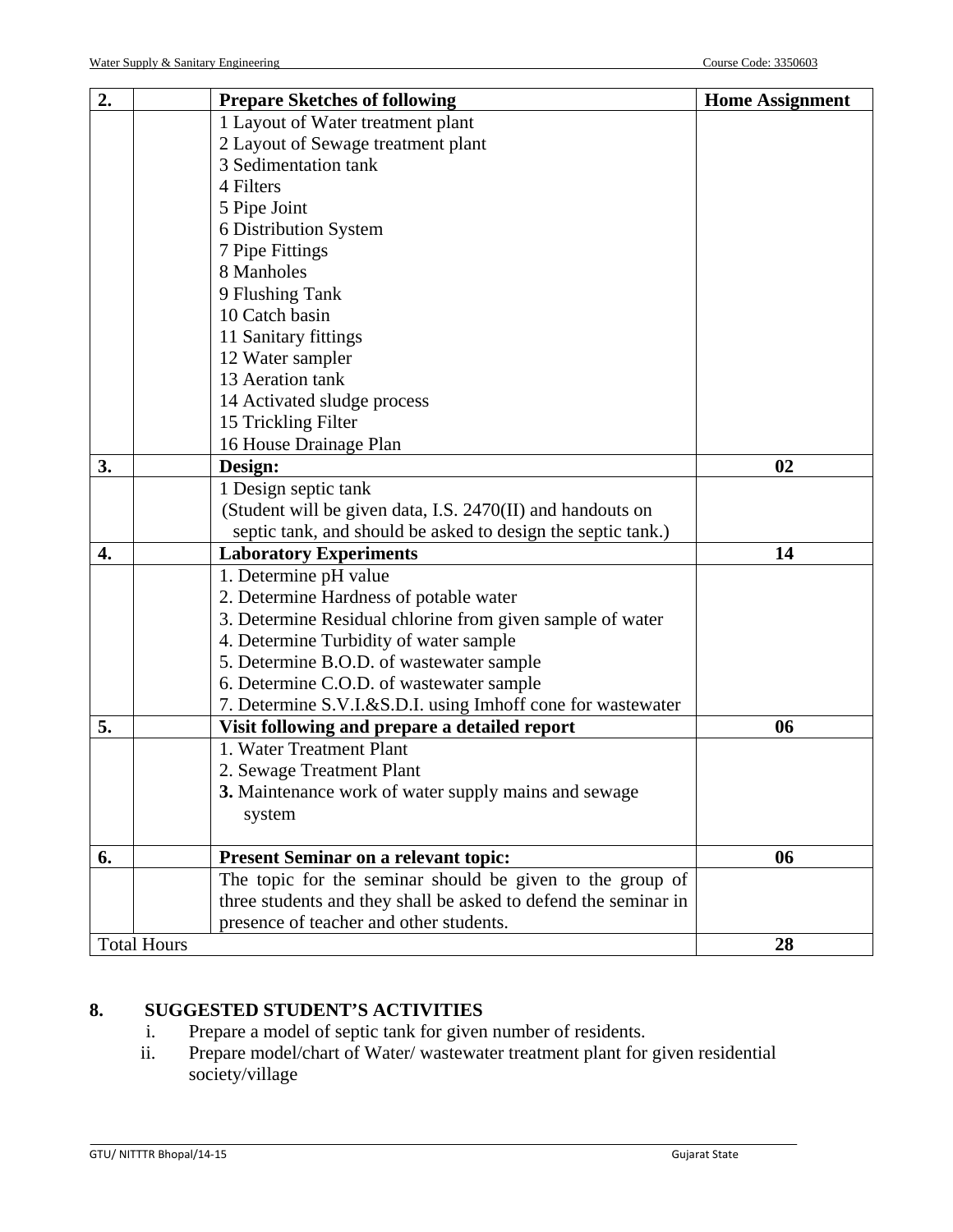| 2. | | **Prepare Sketches of following** | **Home Assignment** |
|---|---|---|---|
| | | 1 Layout of Water treatment plant<br>2 Layout of Sewage treatment plant<br>3 Sedimentation tank<br>4 Filters<br>5 Pipe Joint<br>6 Distribution System<br>7 Pipe Fittings<br>8 Manholes<br>9 Flushing Tank<br>10 Catch basin<br>11 Sanitary fittings<br>12 Water sampler<br>13 Aeration tank<br>14 Activated sludge process<br>15 Trickling Filter<br>16 House Drainage Plan | |
| **3.** | | **Design:** | **02** |
| | | 1 Design septic tank<br>(Student will be given data, I.S. 2470(II) and handouts on septic tank, and should be asked to design the septic tank.) | |
| **4.** | | **Laboratory Experiments** | **14** |
| | | 1. Determine pH value<br>2. Determine Hardness of potable water<br>3. Determine Residual chlorine from given sample of water<br>4. Determine Turbidity of water sample<br>5. Determine B.O.D. of wastewater sample<br>6. Determine C.O.D. of wastewater sample<br>7. Determine S.V.I.&S.D.I. using Imhoff cone for wastewater | |
| **5.** | | **Visit following and prepare a detailed report** | **06** |
| | | 1. Water Treatment Plant<br>2. Sewage Treatment Plant<br>**3.** Maintenance work of water supply mains and sewage system | |
| **6.** | | **Present Seminar on a relevant topic:** | **06** |
| | | The topic for the seminar should be given to the group of three students and they shall be asked to defend the seminar in presence of teacher and other students. | |
| Total Hours | | | **28** |

## 8. SUGGESTED STUDENT'S ACTIVITIES

i. Prepare a model of septic tank for given number of residents.

ii. Prepare model/chart of Water/ wastewater treatment plant for given residential society/village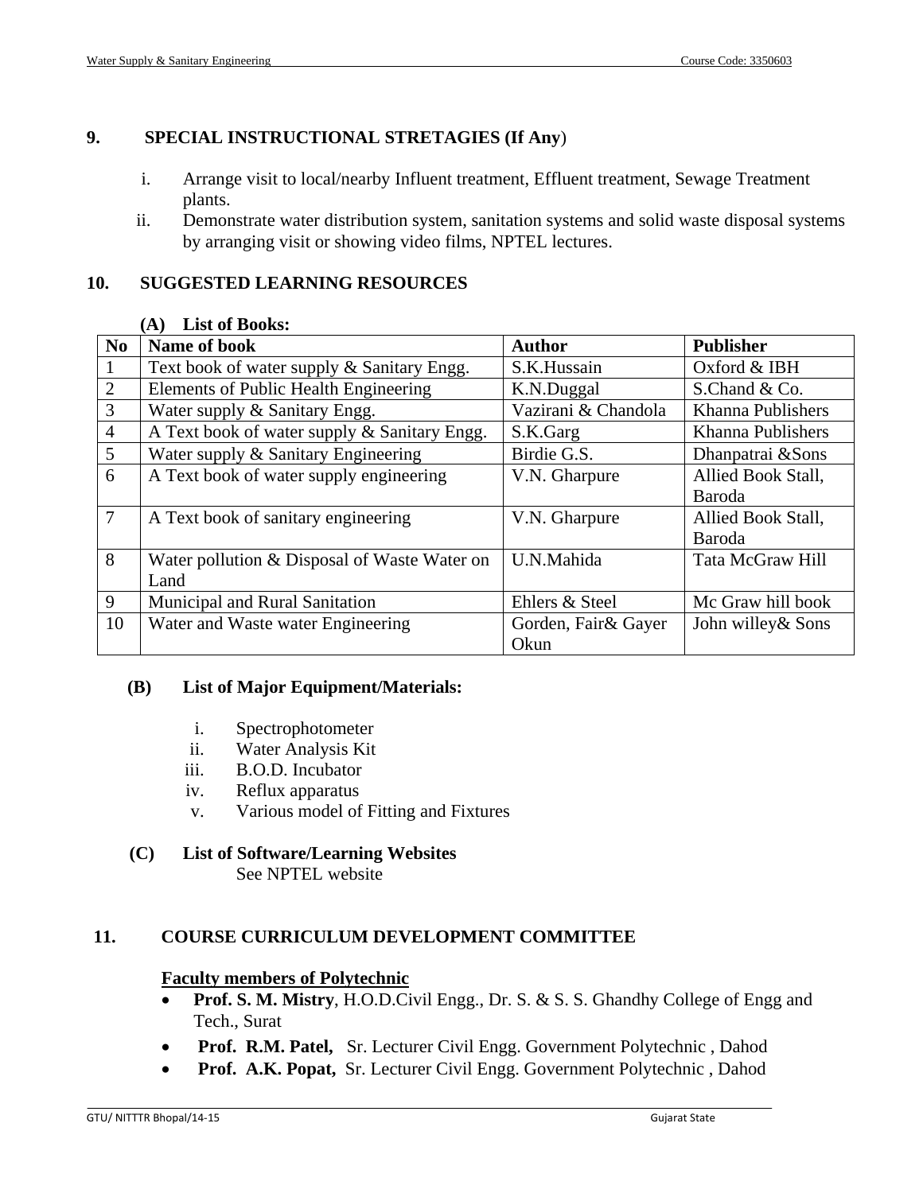## 9. SPECIAL INSTRUCTIONAL STRETAGIES (If Any)

i. Arrange visit to local/nearby Influent treatment, Effluent treatment, Sewage Treatment plants.
ii. Demonstrate water distribution system, sanitation systems and solid waste disposal systems by arranging visit or showing video films, NPTEL lectures.

## 10. SUGGESTED LEARNING RESOURCES

### (A) List of Books:

| No | Name of book | Author | Publisher |
|---|---|---|---|
| 1 | Text book of water supply & Sanitary Engg. | S.K.Hussain | Oxford & IBH |
| 2 | Elements of Public Health Engineering | K.N.Duggal | S.Chand & Co. |
| 3 | Water supply & Sanitary Engg. | Vazirani & Chandola | Khanna Publishers |
| 4 | A Text book of water supply & Sanitary Engg. | S.K.Garg | Khanna Publishers |
| 5 | Water supply & Sanitary Engineering | Birdie G.S. | Dhanpatrai &Sons |
| 6 | A Text book of water supply engineering | V.N. Gharpure | Allied Book Stall, Baroda |
| 7 | A Text book of sanitary engineering | V.N. Gharpure | Allied Book Stall, Baroda |
| 8 | Water pollution & Disposal of Waste Water on Land | U.N.Mahida | Tata McGraw Hill |
| 9 | Municipal and Rural Sanitation | Ehlers & Steel | Mc Graw hill book |
| 10 | Water and Waste water Engineering | Gorden, Fair& Gayer Okun | John willey& Sons |

### (B) List of Major Equipment/Materials:

i. Spectrophotometer
ii. Water Analysis Kit
iii. B.O.D. Incubator
iv. Reflux apparatus
v. Various model of Fitting and Fixtures

### (C) List of Software/Learning Websites

See NPTEL website

## 11. COURSE CURRICULUM DEVELOPMENT COMMITTEE

**Faculty members of Polytechnic**

- **Prof. S. M. Mistry**, H.O.D.Civil Engg., Dr. S. & S. S. Ghandhy College of Engg and Tech., Surat
- **Prof. R.M. Patel,** Sr. Lecturer Civil Engg. Government Polytechnic , Dahod
- **Prof. A.K. Popat,** Sr. Lecturer Civil Engg. Government Polytechnic , Dahod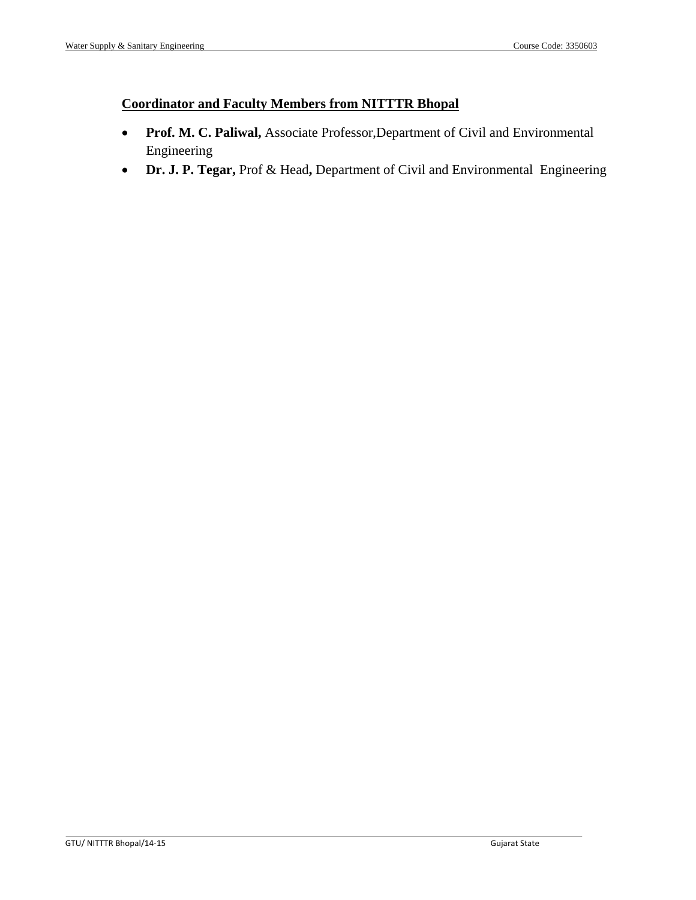## Coordinator and Faculty Members from NITTTR Bhopal

- **Prof. M. C. Paliwal,** Associate Professor,Department of Civil and Environmental Engineering
- **Dr. J. P. Tegar,** Prof & Head**,** Department of Civil and Environmental Engineering